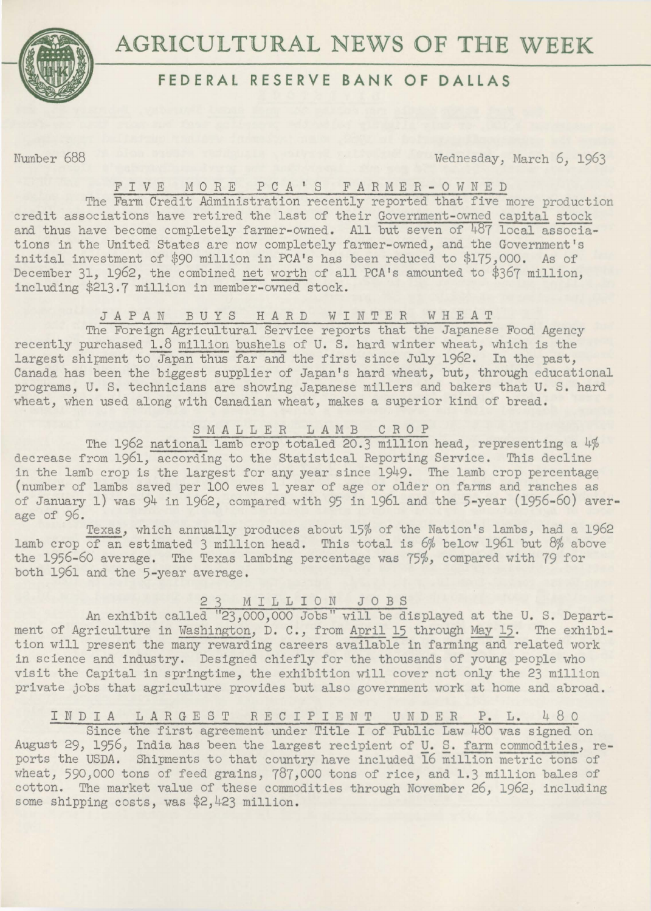# AGRICULTURAL NEWS OF THE WEEK

## FEDERAL RESERVE BANK OF DALLAS

Number 688 Wednesday, March 6, 1963

### FIVE MORE PCA'S FARMER-OWNED

The Farm Credit Administration recently reported that five more production credit associations have retired the last of their Government-owned capital stock and thus have become completely farmer-owned. All but seven of 487 local associations in the United States are now completely farmer-owned, and the Government's initial investment of $90 million in PCA's has been reduced to $175,000. As of December 31, 1962, the combined net worth of all PCA's amounted to $367 million, including $213.7 million in member-owned stock.

### JAPAN BUYS HARD WINTER WHEAT

The Foreign Agricultural Service reports that the Japanese Food Agency recently purchased 1.8 million bushels of U. S. hard winter wheat, which is the largest shipment to Japan thus far and the first since July 1962. In the past, Canada has been the biggest supplier of Japan's hard wheat, but, through educational programs, U. S. technicians are showing Japanese millers and bakers that U. S. hard wheat, when used along with Canadian wheat, makes a superior kind of bread.

### SMALLER LAMB CROP

The 1962 national lamb crop totaled 20.3 million head, representing a 4% decrease from 1961, according to the Statistical Reporting Service. This decline in the lamb crop is the largest for any year since 1949. The lamb crop percentage (number of lambs saved per 100 ewes 1 year of age or older on farms and ranches as of January 1) was 94 in 1962, compared with 95 in 1961 and the 5-year (1956-60) average of 96.

Texas, which annually produces about 15% of the Nation's lambs, had a 1962 lamb crop of an estimated 3 million head. This total is 6% below 1961 but 8% above the 1956-60 average. The Texas lambing percentage was 75%, compared with 79 for both 1961 and the 5-year average.

### 23 MILLION JOBS

An exhibit called "23,000,000 Jobs" will be displayed at the U. S. Department of Agriculture in Washington, D. C., from April 15 through May 15. The exhibition will present the many rewarding careers available in farming and related work in science and industry. Designed chiefly for the thousands of young people who visit the Capital in springtime, the exhibition will cover not only the 23 million private jobs that agriculture provides but also government work at home and abroad.

### INDIA LARGEST RECIPIENT UNDER P. L. 480

Since the first agreement under Title I of Public Law 480 was signed on August 29, 1956, India has been the largest recipient of U. S. farm commodities, reports the USDA. Shipments to that country have included 16 million metric tons of wheat, 590,000 tons of feed grains, 787,000 tons of rice, and 1.3 million bales of cotton. The market value of these commodities through November 26, 1962, including some shipping costs, was $2,423 million.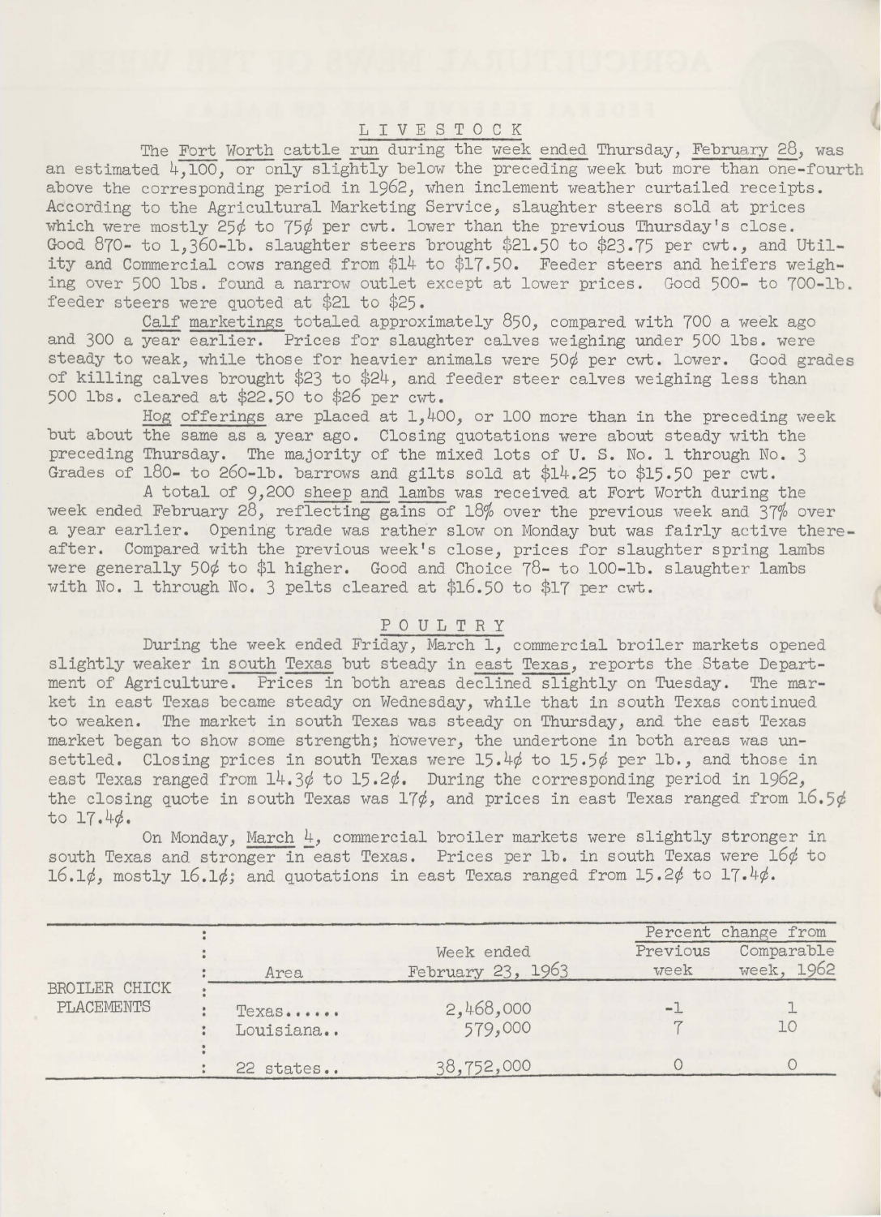## LIVESTOCK

The Fort Worth cattle run during the week ended Thursday, February 28, was an estimated 4,100, or only slightly below the preceding week but more than one-fourth above the corresponding period in 1962, when inclement weather curtailed receipts. According to the Agricultural Marketing Service, slaughter steers sold at prices which were mostly 25¢ to 75¢ per cwt. lower than the previous Thursday's close. Good 870- to 1,360-lb. slaughter steers brought $21.50 to $23.75 per cwt., and Utility and Commercial cows ranged from $14 to $17.50. Feeder steers and heifers weighing over 500 lbs. found a narrow outlet except at lower prices. Good 500- to 700-lb. feeder steers were quoted at $21 to $25.

Calf marketings totaled approximately 850, compared with 700 a week ago and 300 a year earlier. Prices for slaughter calves weighing under 500 lbs. were steady to weak, while those for heavier animals were 50¢ per cwt. lower. Good grades of killing calves brought $23 to $24, and feeder steer calves weighing less than 500 lbs. cleared at $22.50 to $26 per cwt.

Hog offerings are placed at 1,400, or 100 more than in the preceding week but about the same as a year ago. Closing quotations were about steady with the preceding Thursday. The majority of the mixed lots of U. S. No. 1 through No. 3 Grades of 180- to 260-lb. barrows and gilts sold at $14.25 to $15.50 per cwt.

A total of 9,200 sheep and lambs was received at Fort Worth during the week ended February 28, reflecting gains of 18% over the previous week and 37% over a year earlier. Opening trade was rather slow on Monday but was fairly active thereafter. Compared with the previous week's close, prices for slaughter spring lambs were generally 50¢ to $1 higher. Good and Choice 78- to 100-lb. slaughter lambs with No. 1 through No. 3 pelts cleared at $16.50 to $17 per cwt.

## POULTRY

During the week ended Friday, March 1, commercial broiler markets opened slightly weaker in south Texas but steady in east Texas, reports the State Department of Agriculture. Prices in both areas declined slightly on Tuesday. The market in east Texas became steady on Wednesday, while that in south Texas continued to weaken. The market in south Texas was steady on Thursday, and the east Texas market began to show some strength; however, the undertone in both areas was unsettled. Closing prices in south Texas were 15.4¢ to 15.5¢ per lb., and those in east Texas ranged from 14.3¢ to 15.2¢. During the corresponding period in 1962, the closing quote in south Texas was 17¢, and prices in east Texas ranged from 16.5¢ to 17.4¢.

On Monday, March 4, commercial broiler markets were slightly stronger in south Texas and stronger in east Texas. Prices per lb. in south Texas were 16¢ to 16.1¢, mostly 16.1¢; and quotations in east Texas ranged from 15.2¢ to 17.4¢.

| | Area | Week ended February 23, 1963 | Percent change from Previous week | Percent change from Comparable week, 1962 |
|---|---|---|---|---|
| BROILER CHICK PLACEMENTS | Texas...... | 2,468,000 | -1 | 1 |
| | Louisiana.. | 579,000 | 7 | 10 |
| | 22 states.. | 38,752,000 | 0 | 0 |